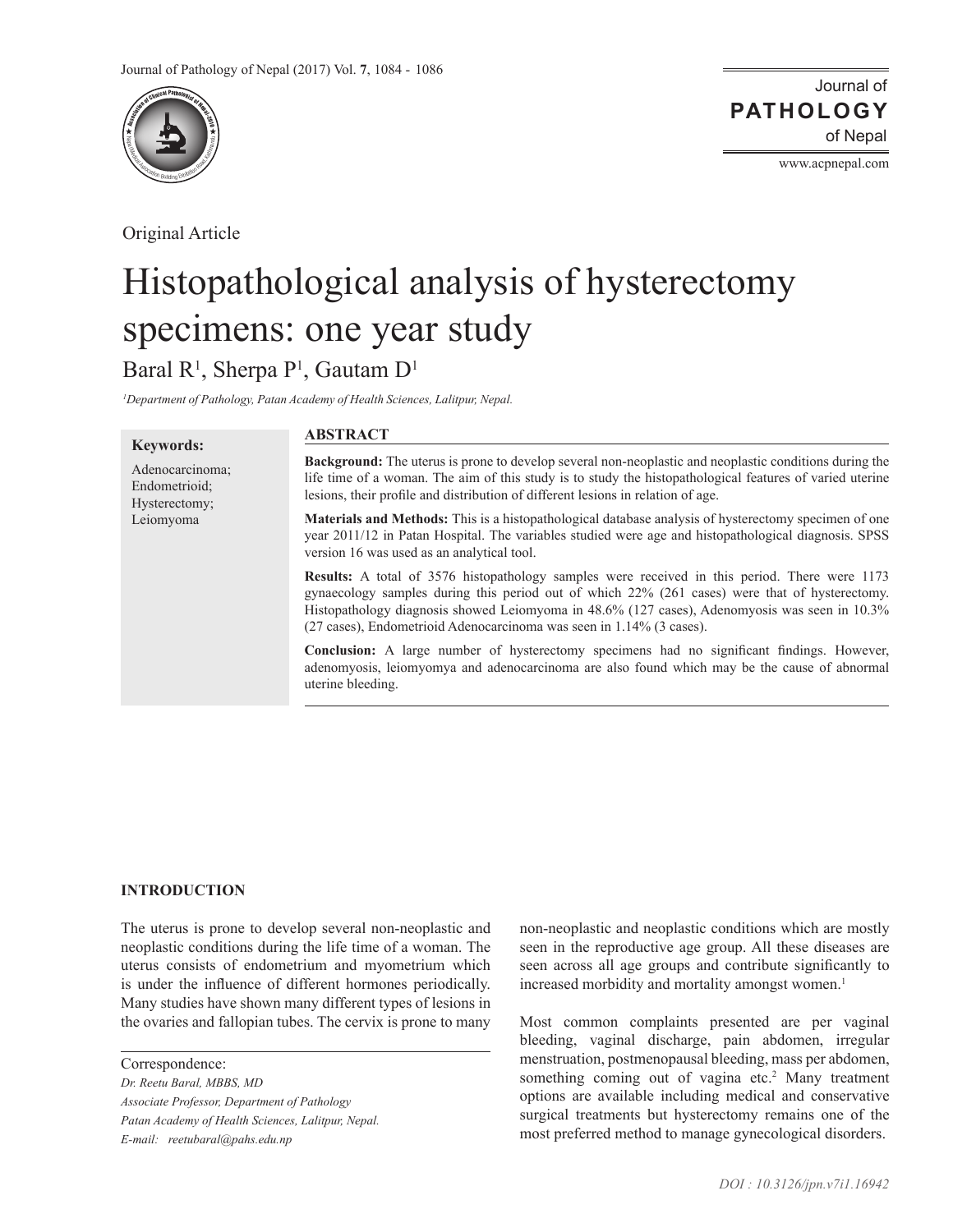Original Article

# Histopathological analysis of hysterectomy specimens: one year study

Baral R[1], Sherpa P[1], Gautam D[1]

*[1]Department of Pathology, Patan Academy of Health Sciences, Lalitpur, Nepal.*

**Keywords:**

Adenocarcinoma; Endometrioid; Hysterectomy; Leiomyoma

## ABSTRACT

**Background:** The uterus is prone to develop several non-neoplastic and neoplastic conditions during the life time of a woman. The aim of this study is to study the histopathological features of varied uterine lesions, their profile and distribution of different lesions in relation of age.

**Materials and Methods:** This is a histopathological database analysis of hysterectomy specimen of one year 2011/12 in Patan Hospital. The variables studied were age and histopathological diagnosis. SPSS version 16 was used as an analytical tool.

**Results:** A total of 3576 histopathology samples were received in this period. There were 1173 gynaecology samples during this period out of which 22% (261 cases) were that of hysterectomy. Histopathology diagnosis showed Leiomyoma in 48.6% (127 cases), Adenomyosis was seen in 10.3% (27 cases), Endometrioid Adenocarcinoma was seen in 1.14% (3 cases).

**Conclusion:** A large number of hysterectomy specimens had no significant findings. However, adenomyosis, leiomyomya and adenocarcinoma are also found which may be the cause of abnormal uterine bleeding.

## INTRODUCTION

The uterus is prone to develop several non-neoplastic and neoplastic conditions during the life time of a woman. The uterus consists of endometrium and myometrium which is under the influence of different hormones periodically. Many studies have shown many different types of lesions in the ovaries and fallopian tubes. The cervix is prone to many non-neoplastic and neoplastic conditions which are mostly seen in the reproductive age group. All these diseases are seen across all age groups and contribute significantly to increased morbidity and mortality amongst women.[1]

Most common complaints presented are per vaginal bleeding, vaginal discharge, pain abdomen, irregular menstruation, postmenopausal bleeding, mass per abdomen, something coming out of vagina etc.[2] Many treatment options are available including medical and conservative surgical treatments but hysterectomy remains one of the most preferred method to manage gynecological disorders.

Correspondence:

*Dr. Reetu Baral, MBBS, MD*

*Associate Professor, Department of Pathology*

*Patan Academy of Health Sciences, Lalitpur, Nepal.*

*E-mail: reetubaral@pahs.edu.np*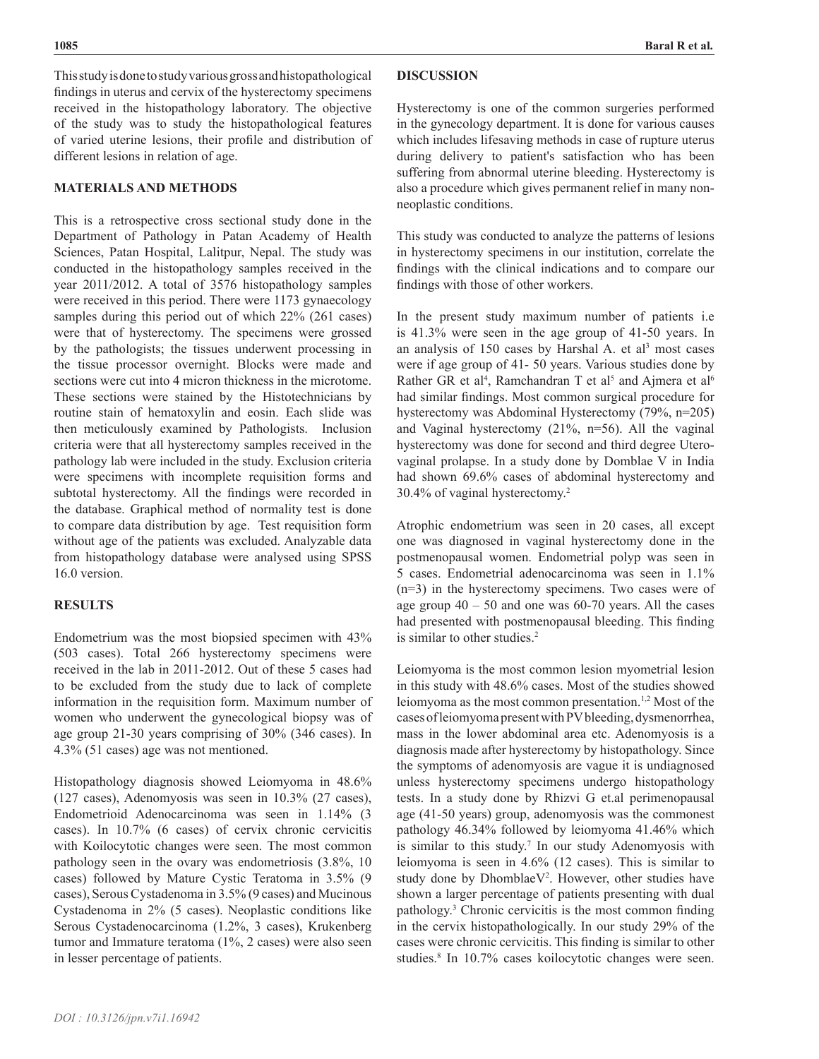This study is done to study various gross and histopathological findings in uterus and cervix of the hysterectomy specimens received in the histopathology laboratory. The objective of the study was to study the histopathological features of varied uterine lesions, their profile and distribution of different lesions in relation of age.

## MATERIALS AND METHODS

This is a retrospective cross sectional study done in the Department of Pathology in Patan Academy of Health Sciences, Patan Hospital, Lalitpur, Nepal. The study was conducted in the histopathology samples received in the year 2011/2012. A total of 3576 histopathology samples were received in this period. There were 1173 gynaecology samples during this period out of which 22% (261 cases) were that of hysterectomy. The specimens were grossed by the pathologists; the tissues underwent processing in the tissue processor overnight. Blocks were made and sections were cut into 4 micron thickness in the microtome. These sections were stained by the Histotechnicians by routine stain of hematoxylin and eosin. Each slide was then meticulously examined by Pathologists. Inclusion criteria were that all hysterectomy samples received in the pathology lab were included in the study. Exclusion criteria were specimens with incomplete requisition forms and subtotal hysterectomy. All the findings were recorded in the database. Graphical method of normality test is done to compare data distribution by age. Test requisition form without age of the patients was excluded. Analyzable data from histopathology database were analysed using SPSS 16.0 version.

## RESULTS

Endometrium was the most biopsied specimen with 43% (503 cases). Total 266 hysterectomy specimens were received in the lab in 2011-2012. Out of these 5 cases had to be excluded from the study due to lack of complete information in the requisition form. Maximum number of women who underwent the gynecological biopsy was of age group 21-30 years comprising of 30% (346 cases). In 4.3% (51 cases) age was not mentioned.

Histopathology diagnosis showed Leiomyoma in 48.6% (127 cases), Adenomyosis was seen in 10.3% (27 cases), Endometrioid Adenocarcinoma was seen in 1.14% (3 cases). In 10.7% (6 cases) of cervix chronic cervicitis with Koilocytotic changes were seen. The most common pathology seen in the ovary was endometriosis (3.8%, 10 cases) followed by Mature Cystic Teratoma in 3.5% (9 cases), Serous Cystadenoma in 3.5% (9 cases) and Mucinous Cystadenoma in 2% (5 cases). Neoplastic conditions like Serous Cystadenocarcinoma (1.2%, 3 cases), Krukenberg tumor and Immature teratoma (1%, 2 cases) were also seen in lesser percentage of patients.

## DISCUSSION

Hysterectomy is one of the common surgeries performed in the gynecology department. It is done for various causes which includes lifesaving methods in case of rupture uterus during delivery to patient's satisfaction who has been suffering from abnormal uterine bleeding. Hysterectomy is also a procedure which gives permanent relief in many non-neoplastic conditions.

This study was conducted to analyze the patterns of lesions in hysterectomy specimens in our institution, correlate the findings with the clinical indications and to compare our findings with those of other workers.

In the present study maximum number of patients i.e is 41.3% were seen in the age group of 41-50 years. In an analysis of 150 cases by Harshal A. et al[3] most cases were if age group of 41- 50 years. Various studies done by Rather GR et al[4], Ramchandran T et al[5] and Ajmera et al[6] had similar findings. Most common surgical procedure for hysterectomy was Abdominal Hysterectomy (79%, n=205) and Vaginal hysterectomy (21%, n=56). All the vaginal hysterectomy was done for second and third degree Utero-vaginal prolapse. In a study done by Domblae V in India had shown 69.6% cases of abdominal hysterectomy and 30.4% of vaginal hysterectomy.[2]

Atrophic endometrium was seen in 20 cases, all except one was diagnosed in vaginal hysterectomy done in the postmenopausal women. Endometrial polyp was seen in 5 cases. Endometrial adenocarcinoma was seen in 1.1% (n=3) in the hysterectomy specimens. Two cases were of age group 40 – 50 and one was 60-70 years. All the cases had presented with postmenopausal bleeding. This finding is similar to other studies.[2]

Leiomyoma is the most common lesion myometrial lesion in this study with 48.6% cases. Most of the studies showed leiomyoma as the most common presentation.[1,2] Most of the cases of leiomyoma present with PV bleeding, dysmenorrhea, mass in the lower abdominal area etc. Adenomyosis is a diagnosis made after hysterectomy by histopathology. Since the symptoms of adenomyosis are vague it is undiagnosed unless hysterectomy specimens undergo histopathology tests. In a study done by Rhizvi G et.al perimenopausal age (41-50 years) group, adenomyosis was the commonest pathology 46.34% followed by leiomyoma 41.46% which is similar to this study.[7] In our study Adenomyosis with leiomyoma is seen in 4.6% (12 cases). This is similar to study done by DhomblaeV[2]. However, other studies have shown a larger percentage of patients presenting with dual pathology.[3] Chronic cervicitis is the most common finding in the cervix histopathologically. In our study 29% of the cases were chronic cervicitis. This finding is similar to other studies.[8] In 10.7% cases koilocytotic changes were seen.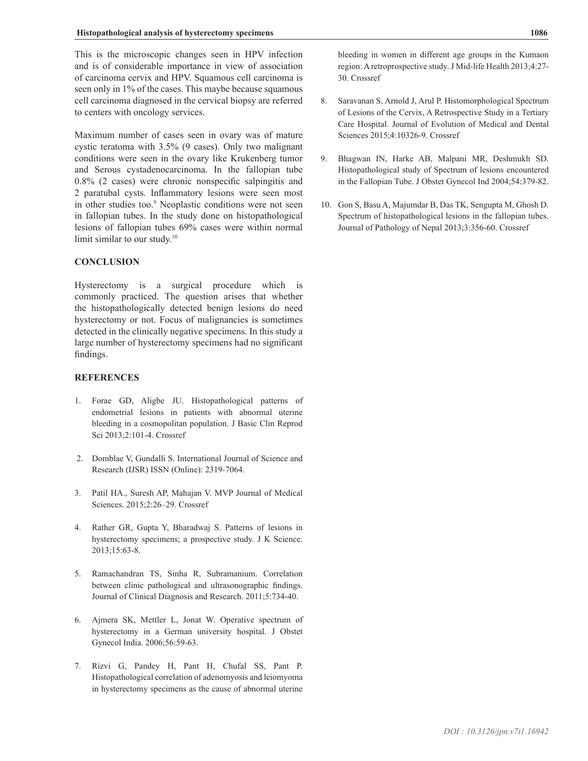This is the microscopic changes seen in HPV infection and is of considerable importance in view of association of carcinoma cervix and HPV. Squamous cell carcinoma is seen only in 1% of the cases. This maybe because squamous cell carcinoma diagnosed in the cervical biopsy are referred to centers with oncology services.

Maximum number of cases seen in ovary was of mature cystic teratoma with 3.5% (9 cases). Only two malignant conditions were seen in the ovary like Krukenberg tumor and Serous cystadenocarcinoma. In the fallopian tube 0.8% (2 cases) were chronic nonspecific salpingitis and 2 paratubal cysts. Inflammatory lesions were seen most in other studies too.[9] Neoplastic conditions were not seen in fallopian tubes. In the study done on histopathological lesions of fallopian tubes 69% cases were within normal limit similar to our study.[10]

## CONCLUSION

Hysterectomy is a surgical procedure which is commonly practiced. The question arises that whether the histopathologically detected benign lesions do need hysterectomy or not. Focus of malignancies is sometimes detected in the clinically negative specimens. In this study a large number of hysterectomy specimens had no significant findings.

## REFERENCES

1. Forae GD, Aligbe JU. Histopathological patterns of endometrial lesions in patients with abnormal uterine bleeding in a cosmopolitan population. J Basic Clin Reprod Sci 2013;2:101-4. Crossref
2. Domblae V, Gundalli S. International Journal of Science and Research (IJSR) ISSN (Online): 2319-7064.
3. Patil HA., Suresh AP, Mahajan V. MVP Journal of Medical Sciences. 2015;2:26–29. Crossref
4. Rather GR, Gupta Y, Bharadwaj S. Patterns of lesions in hysterectomy specimens; a prospective study. J K Science. 2013;15:63-8.
5. Ramachandran TS, Sinha R, Subramanium. Correlation between clinic pathological and ultrasonographic findings. Journal of Clinical Diagnosis and Research. 2011;5:734-40.
6. Ajmera SK, Mettler L, Jonat W. Operative spectrum of hysterectomy in a German university hospital. J Obstet Gynecol India. 2006;56:59-63.
7. Rizvi G, Pandey H, Pant H, Chufal SS, Pant P. Histopathological correlation of adenomyosis and leiomyoma in hysterectomy specimens as the cause of abnormal uterine bleeding in women in different age groups in the Kumaon region: A retroprospective study. J Mid-life Health 2013;4:27-30. Crossref
8. Saravanan S, Arnold J, Arul P. Histomorphological Spectrum of Lesions of the Cervix, A Retrospective Study in a Tertiary Care Hospital. Journal of Evolution of Medical and Dental Sciences 2015;4:10326-9. Crossref
9. Bhagwan IN, Harke AB, Malpani MR, Deshmukh SD. Histopathological study of Spectrum of lesions encountered in the Fallopian Tube. J Obstet Gynecol Ind 2004;54:379-82.
10. Gon S, Basu A, Majumdar B, Das TK, Sengupta M, Ghosh D. Spectrum of histopathological lesions in the fallopian tubes. Journal of Pathology of Nepal 2013;3:356-60. Crossref